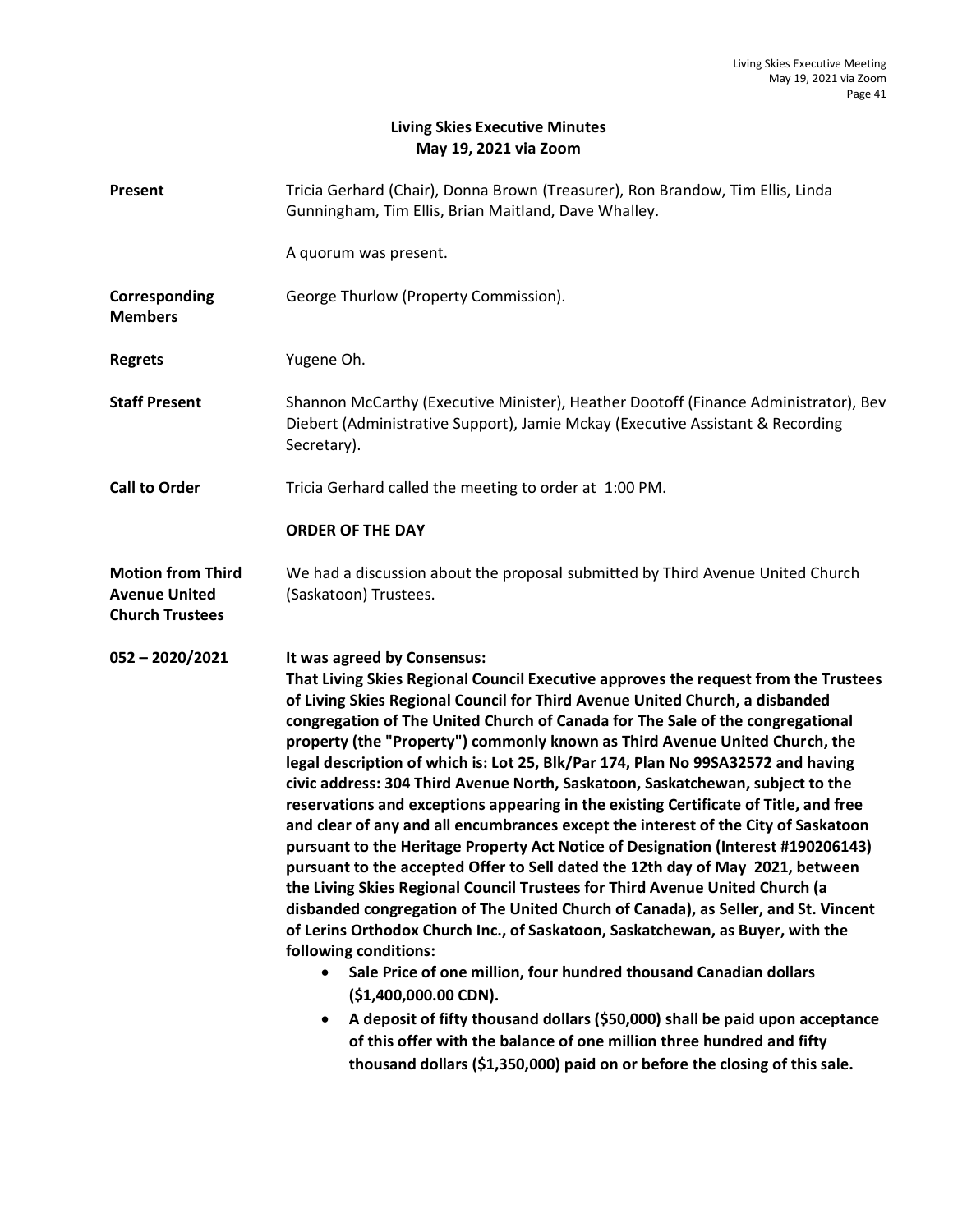# Living Skies Executive Minutes
## May 19, 2021 via Zoom

**Present** Tricia Gerhard (Chair), Donna Brown (Treasurer), Ron Brandow, Tim Ellis, Linda Gunningham, Tim Ellis, Brian Maitland, Dave Whalley.

A quorum was present.

**Corresponding Members** George Thurlow (Property Commission).

**Regrets** Yugene Oh.

**Staff Present** Shannon McCarthy (Executive Minister), Heather Dootoff (Finance Administrator), Bev Diebert (Administrative Support), Jamie Mckay (Executive Assistant & Recording Secretary).

**Call to Order** Tricia Gerhard called the meeting to order at 1:00 PM.

**ORDER OF THE DAY**

**Motion from Third Avenue United Church Trustees** We had a discussion about the proposal submitted by Third Avenue United Church (Saskatoon) Trustees.

**052 – 2020/2021** **It was agreed by Consensus:**

**That Living Skies Regional Council Executive approves the request from the Trustees of Living Skies Regional Council for Third Avenue United Church, a disbanded congregation of The United Church of Canada for The Sale of the congregational property (the "Property") commonly known as Third Avenue United Church, the legal description of which is: Lot 25, Blk/Par 174, Plan No 99SA32572 and having civic address: 304 Third Avenue North, Saskatoon, Saskatchewan, subject to the reservations and exceptions appearing in the existing Certificate of Title, and free and clear of any and all encumbrances except the interest of the City of Saskatoon pursuant to the Heritage Property Act Notice of Designation (Interest #190206143) pursuant to the accepted Offer to Sell dated the 12th day of May 2021, between the Living Skies Regional Council Trustees for Third Avenue United Church (a disbanded congregation of The United Church of Canada), as Seller, and St. Vincent of Lerins Orthodox Church Inc., of Saskatoon, Saskatchewan, as Buyer, with the following conditions:**

- **Sale Price of one million, four hundred thousand Canadian dollars ($1,400,000.00 CDN).**
- **A deposit of fifty thousand dollars ($50,000) shall be paid upon acceptance of this offer with the balance of one million three hundred and fifty thousand dollars ($1,350,000) paid on or before the closing of this sale.**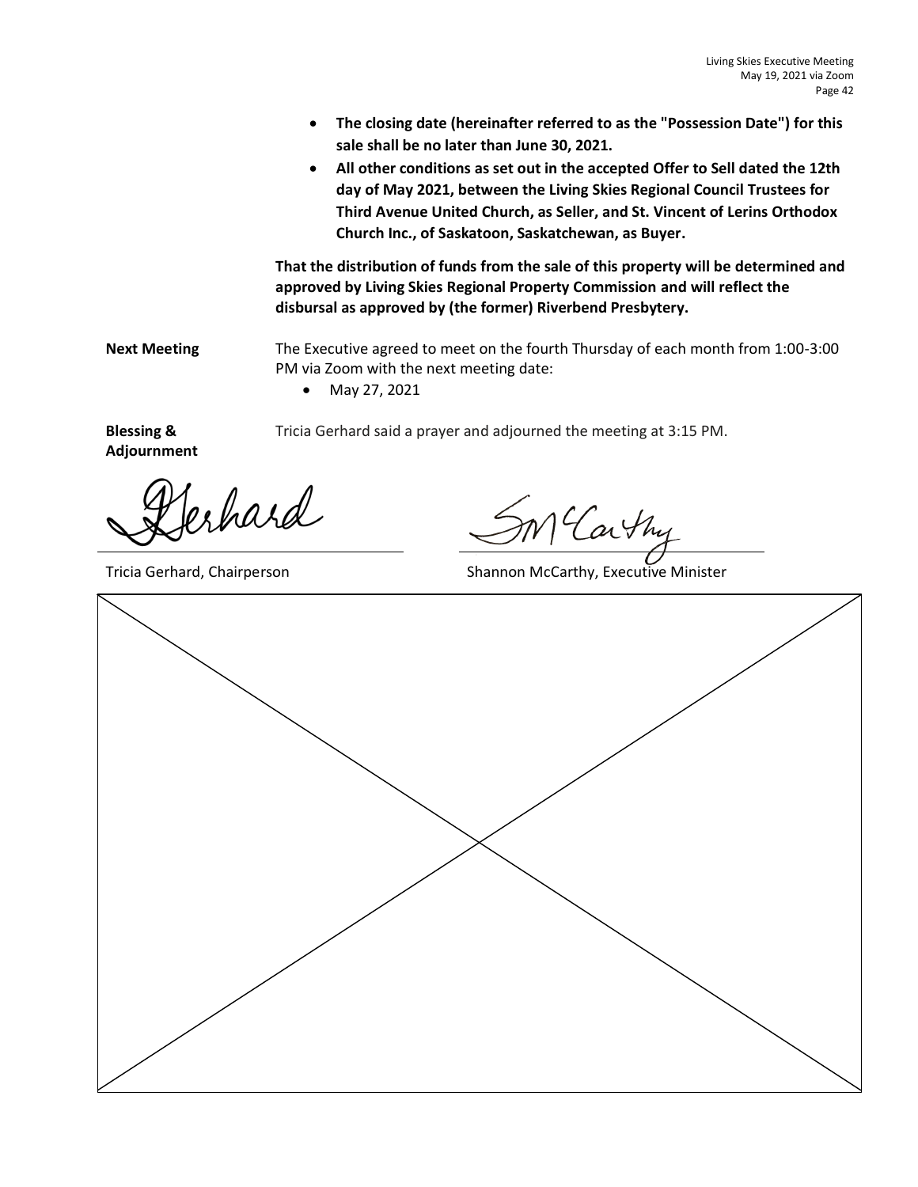- **The closing date (hereinafter referred to as the "Possession Date") for this sale shall be no later than June 30, 2021.**
- **All other conditions as set out in the accepted Offer to Sell dated the 12th day of May 2021, between the Living Skies Regional Council Trustees for Third Avenue United Church, as Seller, and St. Vincent of Lerins Orthodox Church Inc., of Saskatoon, Saskatchewan, as Buyer.**

**That the distribution of funds from the sale of this property will be determined and approved by Living Skies Regional Property Commission and will reflect the disbursal as approved by (the former) Riverbend Presbytery.**

**Next Meeting**

The Executive agreed to meet on the fourth Thursday of each month from 1:00-3:00 PM via Zoom with the next meeting date:

- May 27, 2021

**Blessing & Adjournment**

Tricia Gerhard said a prayer and adjourned the meeting at 3:15 PM.

Gerhard

Tricia Gerhard, Chairperson

SMcCarthy

Shannon McCarthy, Executive Minister